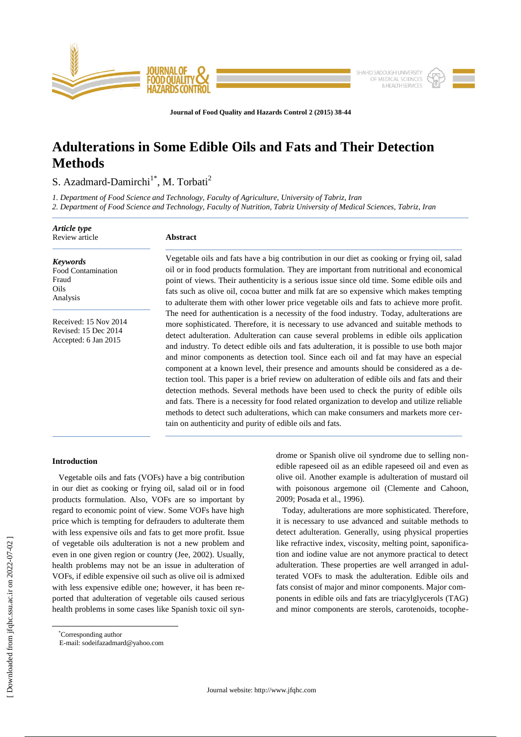# Adulterations in Some Edible Oils and Fats and Their Detection Methods

S. Azadmard-Damirchi[1*], M. Torbati[2]

*1. Department of Food Science and Technology, Faculty of Agriculture, University of Tabriz, Iran*
*2. Department of Food Science and Technology, Faculty of Nutrition, Tabriz University of Medical Sciences, Tabriz, Iran*

***Article type***
Review article

***Keywords***
Food Contamination
Fraud
Oils
Analysis

Received: 15 Nov 2014
Revised: 15 Dec 2014
Accepted: 6 Jan 2015

## Abstract

Vegetable oils and fats have a big contribution in our diet as cooking or frying oil, salad oil or in food products formulation. They are important from nutritional and economical point of views. Their authenticity is a serious issue since old time. Some edible oils and fats such as olive oil, cocoa butter and milk fat are so expensive which makes tempting to adulterate them with other lower price vegetable oils and fats to achieve more profit. The need for authentication is a necessity of the food industry. Today, adulterations are more sophisticated. Therefore, it is necessary to use advanced and suitable methods to detect adulteration. Adulteration can cause several problems in edible oils application and industry. To detect edible oils and fats adulteration, it is possible to use both major and minor components as detection tool. Since each oil and fat may have an especial component at a known level, their presence and amounts should be considered as a detection tool. This paper is a brief review on adulteration of edible oils and fats and their detection methods. Several methods have been used to check the purity of edible oils and fats. There is a necessity for food related organization to develop and utilize reliable methods to detect such adulterations, which can make consumers and markets more certain on authenticity and purity of edible oils and fats.

## Introduction

Vegetable oils and fats (VOFs) have a big contribution in our diet as cooking or frying oil, salad oil or in food products formulation. Also, VOFs are so important by regard to economic point of view. Some VOFs have high price which is tempting for defrauders to adulterate them with less expensive oils and fats to get more profit. Issue of vegetable oils adulteration is not a new problem and even in one given region or country (Jee, 2002). Usually, health problems may not be an issue in adulteration of VOFs, if edible expensive oil such as olive oil is admixed with less expensive edible one; however, it has been reported that adulteration of vegetable oils caused serious health problems in some cases like Spanish toxic oil syndrome or Spanish olive oil syndrome due to selling non-edible rapeseed oil as an edible rapeseed oil and even as olive oil. Another example is adulteration of mustard oil with poisonous argemone oil (Clemente and Cahoon, 2009; Posada et al., 1996).

Today, adulterations are more sophisticated. Therefore, it is necessary to use advanced and suitable methods to detect adulteration. Generally, using physical properties like refractive index, viscosity, melting point, saponification and iodine value are not anymore practical to detect adulteration. These properties are well arranged in adulterated VOFs to mask the adulteration. Edible oils and fats consist of major and minor components. Major components in edible oils and fats are triacylglycerols (TAG) and minor components are sterols, carotenoids, tocophe-

[*]Corresponding author
E-mail: sodeifazadmard@yahoo.com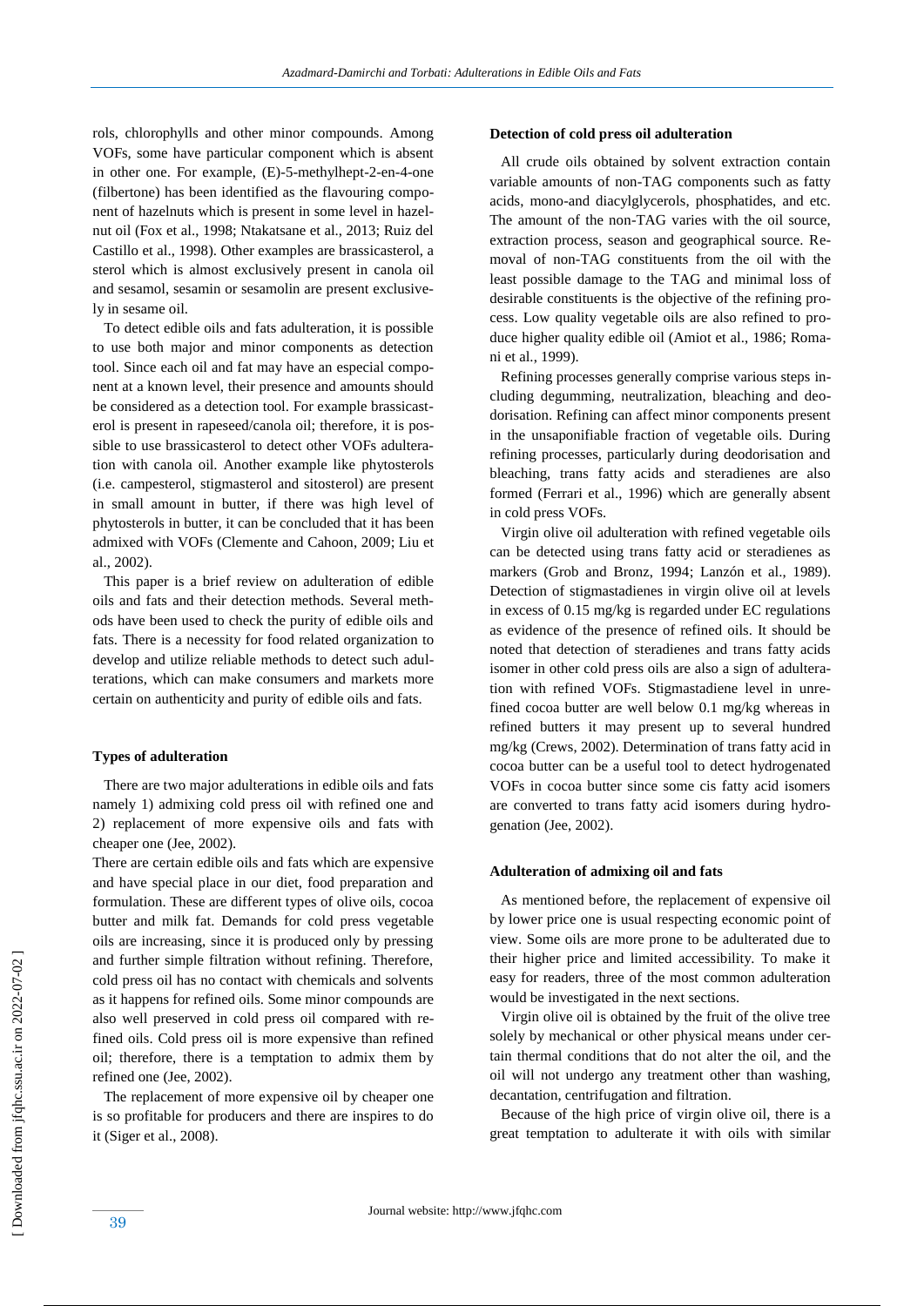rols, chlorophylls and other minor compounds. Among VOFs, some have particular component which is absent in other one. For example, (E)-5-methylhept-2-en-4-one (filbertone) has been identified as the flavouring component of hazelnuts which is present in some level in hazelnut oil (Fox et al., 1998; Ntakatsane et al., 2013; Ruiz del Castillo et al., 1998). Other examples are brassicasterol, a sterol which is almost exclusively present in canola oil and sesamol, sesamin or sesamolin are present exclusively in sesame oil.

To detect edible oils and fats adulteration, it is possible to use both major and minor components as detection tool. Since each oil and fat may have an especial component at a known level, their presence and amounts should be considered as a detection tool. For example brassicasterol is present in rapeseed/canola oil; therefore, it is possible to use brassicasterol to detect other VOFs adulteration with canola oil. Another example like phytosterols (i.e. campesterol, stigmasterol and sitosterol) are present in small amount in butter, if there was high level of phytosterols in butter, it can be concluded that it has been admixed with VOFs (Clemente and Cahoon, 2009; Liu et al., 2002).

This paper is a brief review on adulteration of edible oils and fats and their detection methods. Several methods have been used to check the purity of edible oils and fats. There is a necessity for food related organization to develop and utilize reliable methods to detect such adulterations, which can make consumers and markets more certain on authenticity and purity of edible oils and fats.

### Types of adulteration

There are two major adulterations in edible oils and fats namely 1) admixing cold press oil with refined one and 2) replacement of more expensive oils and fats with cheaper one (Jee, 2002).

There are certain edible oils and fats which are expensive and have special place in our diet, food preparation and formulation. These are different types of olive oils, cocoa butter and milk fat. Demands for cold press vegetable oils are increasing, since it is produced only by pressing and further simple filtration without refining. Therefore, cold press oil has no contact with chemicals and solvents as it happens for refined oils. Some minor compounds are also well preserved in cold press oil compared with refined oils. Cold press oil is more expensive than refined oil; therefore, there is a temptation to admix them by refined one (Jee, 2002).

The replacement of more expensive oil by cheaper one is so profitable for producers and there are inspires to do it (Siger et al., 2008).

### Detection of cold press oil adulteration

All crude oils obtained by solvent extraction contain variable amounts of non-TAG components such as fatty acids, mono-and diacylglycerols, phosphatides, and etc. The amount of the non-TAG varies with the oil source, extraction process, season and geographical source. Removal of non-TAG constituents from the oil with the least possible damage to the TAG and minimal loss of desirable constituents is the objective of the refining process. Low quality vegetable oils are also refined to produce higher quality edible oil (Amiot et al., 1986; Romani et al., 1999).

Refining processes generally comprise various steps including degumming, neutralization, bleaching and deodorisation. Refining can affect minor components present in the unsaponifiable fraction of vegetable oils. During refining processes, particularly during deodorisation and bleaching, trans fatty acids and steradienes are also formed (Ferrari et al., 1996) which are generally absent in cold press VOFs.

Virgin olive oil adulteration with refined vegetable oils can be detected using trans fatty acid or steradienes as markers (Grob and Bronz, 1994; Lanzón et al., 1989). Detection of stigmastadienes in virgin olive oil at levels in excess of 0.15 mg/kg is regarded under EC regulations as evidence of the presence of refined oils. It should be noted that detection of steradienes and trans fatty acids isomer in other cold press oils are also a sign of adulteration with refined VOFs. Stigmastadiene level in unrefined cocoa butter are well below 0.1 mg/kg whereas in refined butters it may present up to several hundred mg/kg (Crews, 2002). Determination of trans fatty acid in cocoa butter can be a useful tool to detect hydrogenated VOFs in cocoa butter since some cis fatty acid isomers are converted to trans fatty acid isomers during hydrogenation (Jee, 2002).

### Adulteration of admixing oil and fats

As mentioned before, the replacement of expensive oil by lower price one is usual respecting economic point of view. Some oils are more prone to be adulterated due to their higher price and limited accessibility. To make it easy for readers, three of the most common adulteration would be investigated in the next sections.

Virgin olive oil is obtained by the fruit of the olive tree solely by mechanical or other physical means under certain thermal conditions that do not alter the oil, and the oil will not undergo any treatment other than washing, decantation, centrifugation and filtration.

Because of the high price of virgin olive oil, there is a great temptation to adulterate it with oils with similar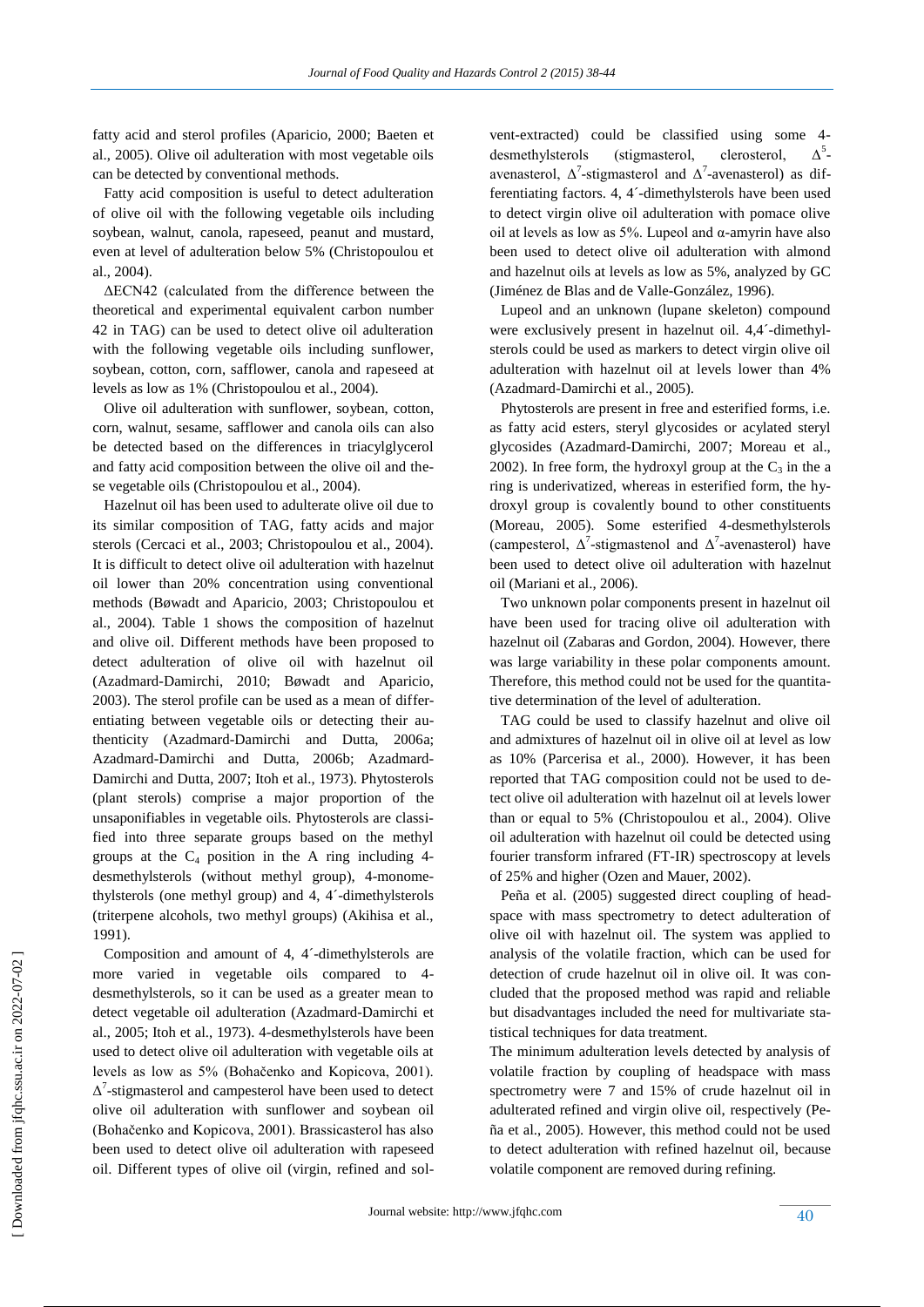fatty acid and sterol profiles (Aparicio, 2000; Baeten et al., 2005). Olive oil adulteration with most vegetable oils can be detected by conventional methods.

Fatty acid composition is useful to detect adulteration of olive oil with the following vegetable oils including soybean, walnut, canola, rapeseed, peanut and mustard, even at level of adulteration below 5% (Christopoulou et al., 2004).

ΔECN42 (calculated from the difference between the theoretical and experimental equivalent carbon number 42 in TAG) can be used to detect olive oil adulteration with the following vegetable oils including sunflower, soybean, cotton, corn, safflower, canola and rapeseed at levels as low as 1% (Christopoulou et al., 2004).

Olive oil adulteration with sunflower, soybean, cotton, corn, walnut, sesame, safflower and canola oils can also be detected based on the differences in triacylglycerol and fatty acid composition between the olive oil and these vegetable oils (Christopoulou et al., 2004).

Hazelnut oil has been used to adulterate olive oil due to its similar composition of TAG, fatty acids and major sterols (Cercaci et al., 2003; Christopoulou et al., 2004). It is difficult to detect olive oil adulteration with hazelnut oil lower than 20% concentration using conventional methods (Bøwadt and Aparicio, 2003; Christopoulou et al., 2004). Table 1 shows the composition of hazelnut and olive oil. Different methods have been proposed to detect adulteration of olive oil with hazelnut oil (Azadmard-Damirchi, 2010; Bøwadt and Aparicio, 2003). The sterol profile can be used as a mean of differentiating between vegetable oils or detecting their authenticity (Azadmard-Damirchi and Dutta, 2006a; Azadmard-Damirchi and Dutta, 2006b; Azadmard-Damirchi and Dutta, 2007; Itoh et al., 1973). Phytosterols (plant sterols) comprise a major proportion of the unsaponifiables in vegetable oils. Phytosterols are classified into three separate groups based on the methyl groups at the $C_4$ position in the A ring including 4-desmethylsterols (without methyl group), 4-monomethylsterols (one methyl group) and 4, 4´-dimethylsterols (triterpene alcohols, two methyl groups) (Akihisa et al., 1991).

Composition and amount of 4, 4´-dimethylsterols are more varied in vegetable oils compared to 4-desmethylsterols, so it can be used as a greater mean to detect vegetable oil adulteration (Azadmard-Damirchi et al., 2005; Itoh et al., 1973). 4-desmethylsterols have been used to detect olive oil adulteration with vegetable oils at levels as low as 5% (Bohačenko and Kopicova, 2001). $\Delta^7$-stigmasterol and campesterol have been used to detect olive oil adulteration with sunflower and soybean oil (Bohačenko and Kopicova, 2001). Brassicasterol has also been used to detect olive oil adulteration with rapeseed oil. Different types of olive oil (virgin, refined and solvent-extracted) could be classified using some 4-desmethylsterols (stigmasterol, clerosterol, $\Delta^5$-avenasterol, $\Delta^7$-stigmasterol and $\Delta^7$-avenasterol) as differentiating factors. 4, 4´-dimethylsterols have been used to detect virgin olive oil adulteration with pomace olive oil at levels as low as 5%. Lupeol and α-amyrin have also been used to detect olive oil adulteration with almond and hazelnut oils at levels as low as 5%, analyzed by GC (Jiménez de Blas and de Valle-González, 1996).

Lupeol and an unknown (lupane skeleton) compound were exclusively present in hazelnut oil. 4,4´-dimethylsterols could be used as markers to detect virgin olive oil adulteration with hazelnut oil at levels lower than 4% (Azadmard-Damirchi et al., 2005).

Phytosterols are present in free and esterified forms, i.e. as fatty acid esters, steryl glycosides or acylated steryl glycosides (Azadmard-Damirchi, 2007; Moreau et al., 2002). In free form, the hydroxyl group at the $C_3$ in the a ring is underivatized, whereas in esterified form, the hydroxyl group is covalently bound to other constituents (Moreau, 2005). Some esterified 4-desmethylsterols (campesterol, $\Delta^7$-stigmastenol and $\Delta^7$-avenasterol) have been used to detect olive oil adulteration with hazelnut oil (Mariani et al., 2006).

Two unknown polar components present in hazelnut oil have been used for tracing olive oil adulteration with hazelnut oil (Zabaras and Gordon, 2004). However, there was large variability in these polar components amount. Therefore, this method could not be used for the quantitative determination of the level of adulteration.

TAG could be used to classify hazelnut and olive oil and admixtures of hazelnut oil in olive oil at level as low as 10% (Parcerisa et al., 2000). However, it has been reported that TAG composition could not be used to detect olive oil adulteration with hazelnut oil at levels lower than or equal to 5% (Christopoulou et al., 2004). Olive oil adulteration with hazelnut oil could be detected using fourier transform infrared (FT-IR) spectroscopy at levels of 25% and higher (Ozen and Mauer, 2002).

Peña et al. (2005) suggested direct coupling of headspace with mass spectrometry to detect adulteration of olive oil with hazelnut oil. The system was applied to analysis of the volatile fraction, which can be used for detection of crude hazelnut oil in olive oil. It was concluded that the proposed method was rapid and reliable but disadvantages included the need for multivariate statistical techniques for data treatment.

The minimum adulteration levels detected by analysis of volatile fraction by coupling of headspace with mass spectrometry were 7 and 15% of crude hazelnut oil in adulterated refined and virgin olive oil, respectively (Peña et al., 2005). However, this method could not be used to detect adulteration with refined hazelnut oil, because volatile component are removed during refining.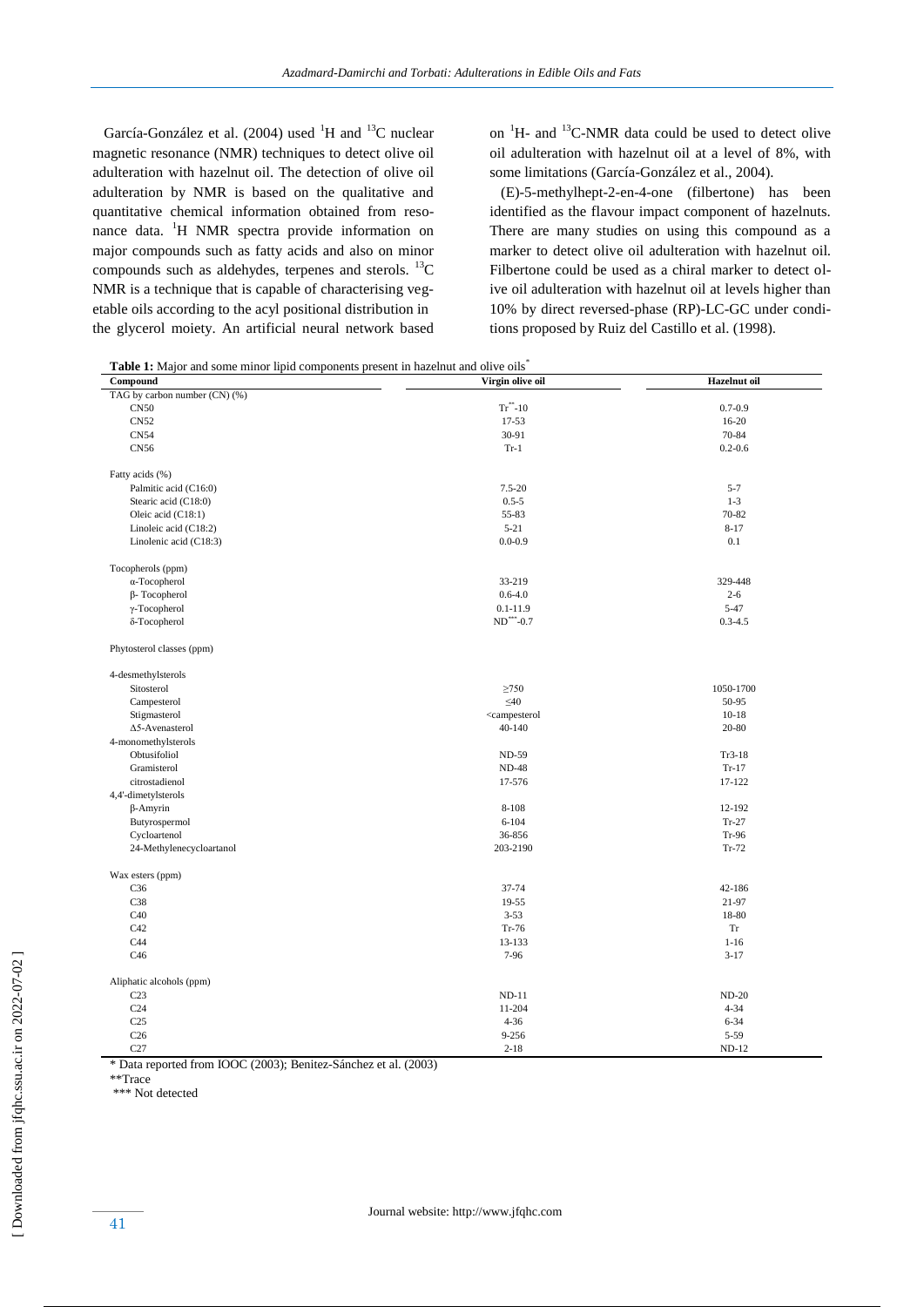García-González et al. (2004) used $^{1}H$ and $^{13}C$ nuclear magnetic resonance (NMR) techniques to detect olive oil adulteration with hazelnut oil. The detection of olive oil adulteration by NMR is based on the qualitative and quantitative chemical information obtained from resonance data. $^{1}H$ NMR spectra provide information on major compounds such as fatty acids and also on minor compounds such as aldehydes, terpenes and sterols. $^{13}C$ NMR is a technique that is capable of characterising vegetable oils according to the acyl positional distribution in the glycerol moiety. An artificial neural network based on $^{1}H$- and $^{13}C$-NMR data could be used to detect olive oil adulteration with hazelnut oil at a level of 8%, with some limitations (García-González et al., 2004).

(E)-5-methylhept-2-en-4-one (filbertone) has been identified as the flavour impact component of hazelnuts. There are many studies on using this compound as a marker to detect olive oil adulteration with hazelnut oil. Filbertone could be used as a chiral marker to detect olive oil adulteration with hazelnut oil at levels higher than 10% by direct reversed-phase (RP)-LC-GC under conditions proposed by Ruiz del Castillo et al. (1998).

**Table 1:** Major and some minor lipid components present in hazelnut and olive oils*

| Compound | Virgin olive oil | Hazelnut oil |
|---|---|---|
| TAG by carbon number (CN) (%) | | |
| CN50 | Tr**-10 | 0.7-0.9 |
| CN52 | 17-53 | 16-20 |
| CN54 | 30-91 | 70-84 |
| CN56 | Tr-1 | 0.2-0.6 |
| Fatty acids (%) | | |
| Palmitic acid (C16:0) | 7.5-20 | 5-7 |
| Stearic acid (C18:0) | 0.5-5 | 1-3 |
| Oleic acid (C18:1) | 55-83 | 70-82 |
| Linoleic acid (C18:2) | 5-21 | 8-17 |
| Linolenic acid (C18:3) | 0.0-0.9 | 0.1 |
| Tocopherols (ppm) | | |
| α-Tocopherol | 33-219 | 329-448 |
| β- Tocopherol | 0.6-4.0 | 2-6 |
| γ-Tocopherol | 0.1-11.9 | 5-47 |
| δ-Tocopherol | ND***-0.7 | 0.3-4.5 |
| Phytosterol classes (ppm) | | |
| 4-desmethylsterols | | |
| Sitosterol | ≥750 | 1050-1700 |
| Campesterol | ≤40 | 50-95 |
| Stigmasterol | <campesterol | 10-18 |
| Δ5-Avenasterol | 40-140 | 20-80 |
| 4-monomethylsterols | | |
| Obtusifoliol | ND-59 | Tr3-18 |
| Gramisterol | ND-48 | Tr-17 |
| citrostadienol | 17-576 | 17-122 |
| 4,4'-dimetylsterols | | |
| β-Amyrin | 8-108 | 12-192 |
| Butyrospermol | 6-104 | Tr-27 |
| Cycloartenol | 36-856 | Tr-96 |
| 24-Methylenecycloartanol | 203-2190 | Tr-72 |
| Wax esters (ppm) | | |
| C36 | 37-74 | 42-186 |
| C38 | 19-55 | 21-97 |
| C40 | 3-53 | 18-80 |
| C42 | Tr-76 | Tr |
| C44 | 13-133 | 1-16 |
| C46 | 7-96 | 3-17 |
| Aliphatic alcohols (ppm) | | |
| C23 | ND-11 | ND-20 |
| C24 | 11-204 | 4-34 |
| C25 | 4-36 | 6-34 |
| C26 | 9-256 | 5-59 |
| C27 | 2-18 | ND-12 |

* Data reported from IOOC (2003); Benitez-Sánchez et al. (2003)

**Trace

*** Not detected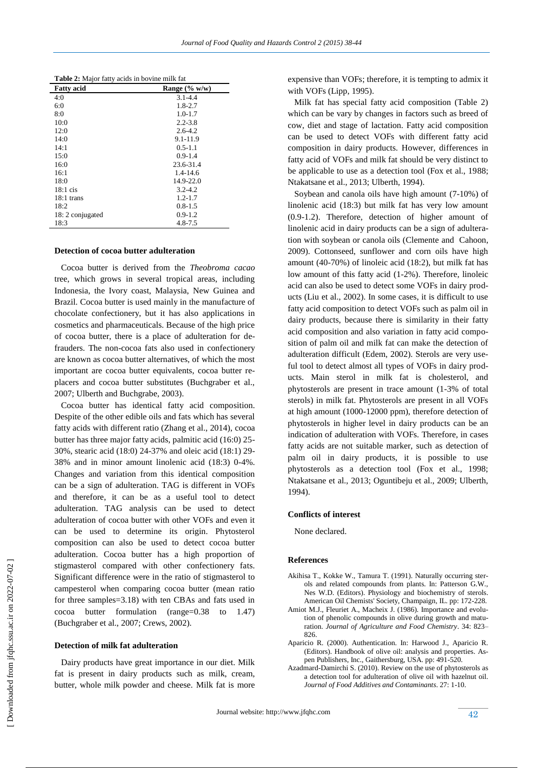**Table 2:** Major fatty acids in bovine milk fat

| Fatty acid | Range (% w/w) |
|---|---|
| 4:0 | 3.1-4.4 |
| 6:0 | 1.8-2.7 |
| 8:0 | 1.0-1.7 |
| 10:0 | 2.2-3.8 |
| 12:0 | 2.6-4.2 |
| 14:0 | 9.1-11.9 |
| 14:1 | 0.5-1.1 |
| 15:0 | 0.9-1.4 |
| 16:0 | 23.6-31.4 |
| 16:1 | 1.4-14.6 |
| 18:0 | 14.9-22.0 |
| 18:1 cis | 3.2-4.2 |
| 18:1 trans | 1.2-1.7 |
| 18:2 | 0.8-1.5 |
| 18: 2 conjugated | 0.9-1.2 |
| 18:3 | 4.8-7.5 |

### Detection of cocoa butter adulteration

Cocoa butter is derived from the *Theobroma cacao* tree, which grows in several tropical areas, including Indonesia, the Ivory coast, Malaysia, New Guinea and Brazil. Cocoa butter is used mainly in the manufacture of chocolate confectionery, but it has also applications in cosmetics and pharmaceuticals. Because of the high price of cocoa butter, there is a place of adulteration for defrauders. The non-cocoa fats also used in confectionery are known as cocoa butter alternatives, of which the most important are cocoa butter equivalents, cocoa butter replacers and cocoa butter substitutes (Buchgraber et al., 2007; Ulberth and Buchgrabe, 2003).

Cocoa butter has identical fatty acid composition. Despite of the other edible oils and fats which has several fatty acids with different ratio (Zhang et al., 2014), cocoa butter has three major fatty acids, palmitic acid (16:0) 25-30%, stearic acid (18:0) 24-37% and oleic acid (18:1) 29-38% and in minor amount linolenic acid (18:3) 0-4%. Changes and variation from this identical composition can be a sign of adulteration. TAG is different in VOFs and therefore, it can be as a useful tool to detect adulteration. TAG analysis can be used to detect adulteration of cocoa butter with other VOFs and even it can be used to determine its origin. Phytosterol composition can also be used to detect cocoa butter adulteration. Cocoa butter has a high proportion of stigmasterol compared with other confectionery fats. Significant difference were in the ratio of stigmasterol to campesterol when comparing cocoa butter (mean ratio for three samples=3.18) with ten CBAs and fats used in cocoa butter formulation (range=0.38 to 1.47) (Buchgraber et al., 2007; Crews, 2002).

### Detection of milk fat adulteration

Dairy products have great importance in our diet. Milk fat is present in dairy products such as milk, cream, butter, whole milk powder and cheese. Milk fat is more expensive than VOFs; therefore, it is tempting to admix it with VOFs (Lipp, 1995).

Milk fat has special fatty acid composition (Table 2) which can be vary by changes in factors such as breed of cow, diet and stage of lactation. Fatty acid composition can be used to detect VOFs with different fatty acid composition in dairy products. However, differences in fatty acid of VOFs and milk fat should be very distinct to be applicable to use as a detection tool (Fox et al., 1988; Ntakatsane et al., 2013; Ulberth, 1994).

Soybean and canola oils have high amount (7-10%) of linolenic acid (18:3) but milk fat has very low amount (0.9-1.2). Therefore, detection of higher amount of linolenic acid in dairy products can be a sign of adulteration with soybean or canola oils (Clemente and Cahoon, 2009). Cottonseed, sunflower and corn oils have high amount (40-70%) of linoleic acid (18:2), but milk fat has low amount of this fatty acid (1-2%). Therefore, linoleic acid can also be used to detect some VOFs in dairy products (Liu et al., 2002). In some cases, it is difficult to use fatty acid composition to detect VOFs such as palm oil in dairy products, because there is similarity in their fatty acid composition and also variation in fatty acid composition of palm oil and milk fat can make the detection of adulteration difficult (Edem, 2002). Sterols are very useful tool to detect almost all types of VOFs in dairy products. Main sterol in milk fat is cholesterol, and phytosterols are present in trace amount (1-3% of total sterols) in milk fat. Phytosterols are present in all VOFs at high amount (1000-12000 ppm), therefore detection of phytosterols in higher level in dairy products can be an indication of adulteration with VOFs. Therefore, in cases fatty acids are not suitable marker, such as detection of palm oil in dairy products, it is possible to use phytosterols as a detection tool (Fox et al., 1998; Ntakatsane et al., 2013; Oguntibeju et al., 2009; Ulberth, 1994).

### Conflicts of interest

None declared.

### References

- Akihisa T., Kokke W., Tamura T. (1991). Naturally occurring sterols and related compounds from plants. In: Patterson G.W., Nes W.D. (Editors). Physiology and biochemistry of sterols. American Oil Chemists' Society, Champaign, IL. pp: 172-228.
- Amiot M.J., Fleuriet A., Macheix J. (1986). Importance and evolution of phenolic compounds in olive during growth and maturation. *Journal of Agriculture and Food Chemistry*. 34: 823–826.
- Aparicio R. (2000). Authentication. In: Harwood J., Aparicio R. (Editors). Handbook of olive oil: analysis and properties. Aspen Publishers, Inc., Gaithersburg, USA. pp: 491-520.
- Azadmard-Damirchi S. (2010). Review on the use of phytosterols as a detection tool for adulteration of olive oil with hazelnut oil. *Journal of Food Additives and Contaminants*. 27: 1-10.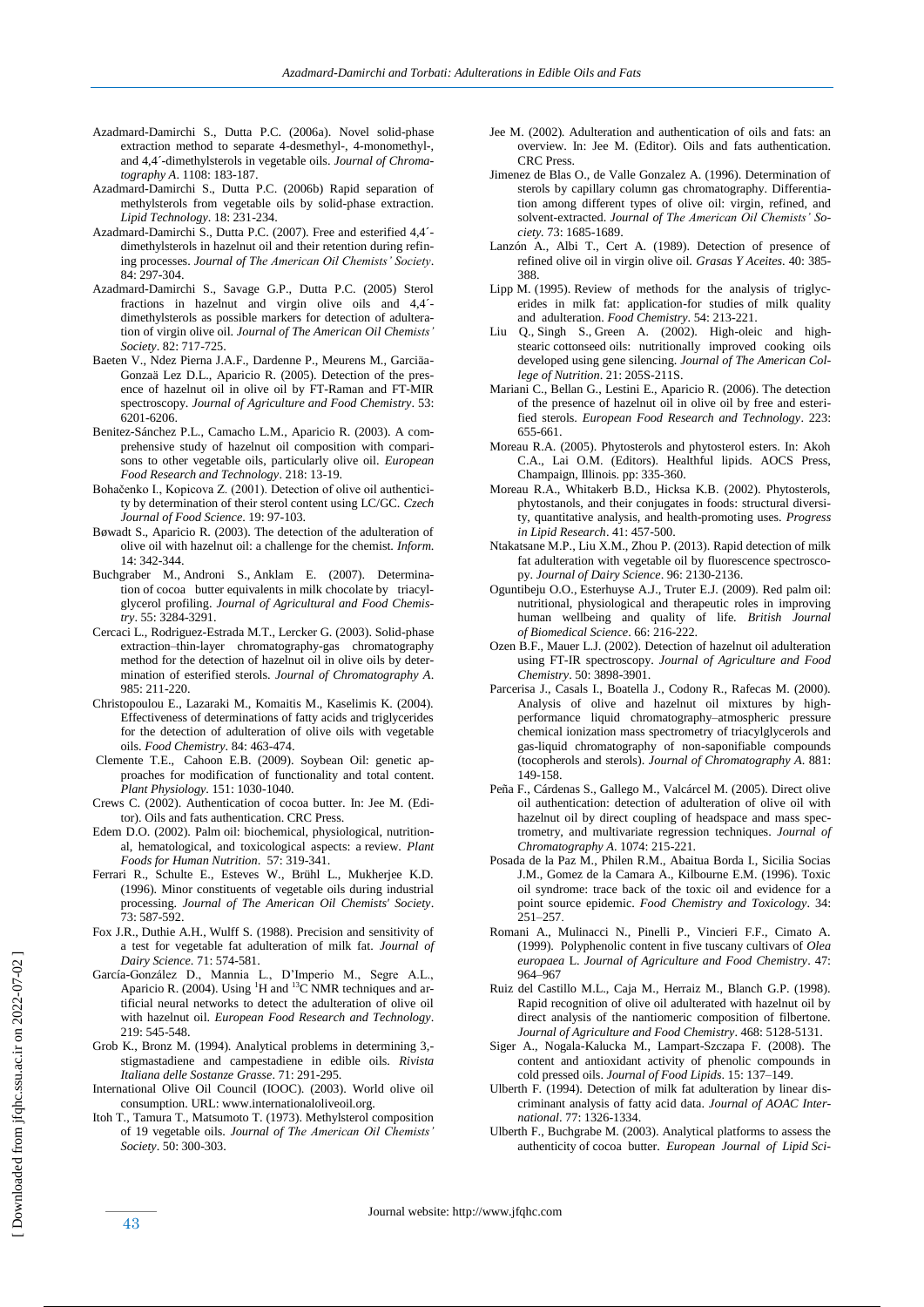Azadmard-Damirchi S., Dutta P.C. (2006a). Novel solid-phase extraction method to separate 4-desmethyl-, 4-monomethyl-, and 4,4´-dimethylsterols in vegetable oils. *Journal of Chromatography A*. 1108: 183-187.

Azadmard-Damirchi S., Dutta P.C. (2006b) Rapid separation of methylsterols from vegetable oils by solid-phase extraction. *Lipid Technology*. 18: 231-234.

Azadmard-Damirchi S., Dutta P.C. (2007). Free and esterified 4,4´-dimethylsterols in hazelnut oil and their retention during refining processes. *Journal of The American Oil Chemists' Society*. 84: 297-304.

Azadmard-Damirchi S., Savage G.P., Dutta P.C. (2005) Sterol fractions in hazelnut and virgin olive oils and 4,4´-dimethylsterols as possible markers for detection of adulteration of virgin olive oil. *Journal of The American Oil Chemists' Society*. 82: 717-725.

Baeten V., Ndez Pierna J.A.F., Dardenne P., Meurens M., Garciäa-Gonzaä Lez D.L., Aparicio R. (2005). Detection of the presence of hazelnut oil in olive oil by FT-Raman and FT-MIR spectroscopy. *Journal of Agriculture and Food Chemistry*. 53: 6201-6206.

Benitez-Sánchez P.L., Camacho L.M., Aparicio R. (2003). A comprehensive study of hazelnut oil composition with comparisons to other vegetable oils, particularly olive oil. *European Food Research and Technology*. 218: 13-19.

Bohačenko I., Kopicova Z. (2001). Detection of olive oil authenticity by determination of their sterol content using LC/GC. *Czech Journal of Food Science*. 19: 97-103.

Bøwadt S., Aparicio R. (2003). The detection of the adulteration of olive oil with hazelnut oil: a challenge for the chemist. *Inform.* 14: 342-344.

Buchgraber M., Androni S., Anklam E. (2007). Determination of cocoa butter equivalents in milk chocolate by triacylglycerol profiling. *Journal of Agricultural and Food Chemistry*. 55: 3284-3291.

Cercaci L., Rodriguez-Estrada M.T., Lercker G. (2003). Solid-phase extraction–thin-layer chromatography-gas chromatography method for the detection of hazelnut oil in olive oils by determination of esterified sterols. *Journal of Chromatography A*. 985: 211-220.

Christopoulou E., Lazaraki M., Komaitis M., Kaselimis K. (2004). Effectiveness of determinations of fatty acids and triglycerides for the detection of adulteration of olive oils with vegetable oils. *Food Chemistry*. 84: 463-474.

Clemente T.E., Cahoon E.B. (2009). Soybean Oil: genetic approaches for modification of functionality and total content. *Plant Physiology*. 151: 1030-1040.

Crews C. (2002). Authentication of cocoa butter. In: Jee M. (Editor). Oils and fats authentication. CRC Press.

Edem D.O. (2002). Palm oil: biochemical, physiological, nutritional, hematological, and toxicological aspects: a review. *Plant Foods for Human Nutrition*. 57: 319-341.

Ferrari R., Schulte E., Esteves W., Brühl L., Mukherjee K.D. (1996). Minor constituents of vegetable oils during industrial processing. *Journal of The American Oil Chemists' Society*. 73: 587-592.

Fox J.R., Duthie A.H., Wulff S. (1988). Precision and sensitivity of a test for vegetable fat adulteration of milk fat. *Journal of Dairy Science*. 71: 574-581.

García-González D., Mannia L., D'Imperio M., Segre A.L., Aparicio R. (2004). Using $^{1}$H and $^{13}$C NMR techniques and artificial neural networks to detect the adulteration of olive oil with hazelnut oil. *European Food Research and Technology*. 219: 545-548.

Grob K., Bronz M. (1994). Analytical problems in determining 3,-stigmastadiene and campestadiene in edible oils. *Rivista Italiana delle Sostanze Grasse*. 71: 291-295.

International Olive Oil Council (IOOC). (2003). World olive oil consumption. URL: www.internationaloliveoil.org.

Itoh T., Tamura T., Matsumoto T. (1973). Methylsterol composition of 19 vegetable oils. *Journal of The American Oil Chemists' Society*. 50: 300-303.

Jee M. (2002). Adulteration and authentication of oils and fats: an overview. In: Jee M. (Editor). Oils and fats authentication. CRC Press.

Jimenez de Blas O., de Valle Gonzalez A. (1996). Determination of sterols by capillary column gas chromatography. Differentiation among different types of olive oil: virgin, refined, and solvent-extracted. *Journal of The American Oil Chemists' Society.* 73: 1685-1689.

Lanzón A., Albi T., Cert A. (1989). Detection of presence of refined olive oil in virgin olive oil. *Grasas Y Aceites*. 40: 385-388.

Lipp M. (1995). Review of methods for the analysis of triglycerides in milk fat: application-for studies of milk quality and adulteration. *Food Chemistry*. 54: 213-221.

Liu Q., Singh S., Green A. (2002). High-oleic and high-stearic cottonseed oils: nutritionally improved cooking oils developed using gene silencing. *Journal of The American College of Nutrition*. 21: 205S-211S.

Mariani C., Bellan G., Lestini E., Aparicio R. (2006). The detection of the presence of hazelnut oil in olive oil by free and esterified sterols. *European Food Research and Technology*. 223: 655-661.

Moreau R.A. (2005). Phytosterols and phytosterol esters. In: Akoh C.A., Lai O.M. (Editors). Healthful lipids. AOCS Press, Champaign, Illinois. pp: 335-360.

Moreau R.A., Whitakerb B.D., Hicksa K.B. (2002). Phytosterols, phytostanols, and their conjugates in foods: structural diversity, quantitative analysis, and health-promoting uses. *Progress in Lipid Research*. 41: 457-500.

Ntakatsane M.P., Liu X.M., Zhou P. (2013). Rapid detection of milk fat adulteration with vegetable oil by fluorescence spectroscopy. *Journal of Dairy Science*. 96: 2130-2136.

Oguntibeju O.O., Esterhuyse A.J., Truter E.J. (2009). Red palm oil: nutritional, physiological and therapeutic roles in improving human wellbeing and quality of life. *British Journal of Biomedical Science*. 66: 216-222.

Ozen B.F., Mauer L.J. (2002). Detection of hazelnut oil adulteration using FT-IR spectroscopy. *Journal of Agriculture and Food Chemistry*. 50: 3898-3901.

Parcerisa J., Casals I., Boatella J., Codony R., Rafecas M. (2000). Analysis of olive and hazelnut oil mixtures by high-performance liquid chromatography–atmospheric pressure chemical ionization mass spectrometry of triacylglycerols and gas-liquid chromatography of non-saponifiable compounds (tocopherols and sterols). *Journal of Chromatography A*. 881: 149-158.

Peña F., Cárdenas S., Gallego M., Valcárcel M. (2005). Direct olive oil authentication: detection of adulteration of olive oil with hazelnut oil by direct coupling of headspace and mass spectrometry, and multivariate regression techniques. *Journal of Chromatography A*. 1074: 215-221.

Posada de la Paz M., Philen R.M., Abaitua Borda I., Sicilia Socias J.M., Gomez de la Camara A., Kilbourne E.M. (1996). Toxic oil syndrome: trace back of the toxic oil and evidence for a point source epidemic. *Food Chemistry and Toxicology*. 34: 251–257.

Romani A., Mulinacci N., Pinelli P., Vincieri F.F., Cimato A. (1999). Polyphenolic content in five tuscany cultivars of *Olea europaea* L. *Journal of Agriculture and Food Chemistry*. 47: 964–967

Ruiz del Castillo M.L., Caja M., Herraiz M., Blanch G.P. (1998). Rapid recognition of olive oil adulterated with hazelnut oil by direct analysis of the nantiomeric composition of filbertone. *Journal of Agriculture and Food Chemistry*. 468: 5128-5131.

Siger A., Nogala-Kalucka M., Lampart-Szczapa F. (2008). The content and antioxidant activity of phenolic compounds in cold pressed oils. *Journal of Food Lipids*. 15: 137–149.

Ulberth F. (1994). Detection of milk fat adulteration by linear discriminant analysis of fatty acid data. *Journal of AOAC International*. 77: 1326-1334.

Ulberth F., Buchgrabe M. (2003). Analytical platforms to assess the authenticity of cocoa butter. *European Journal of Lipid Sci-*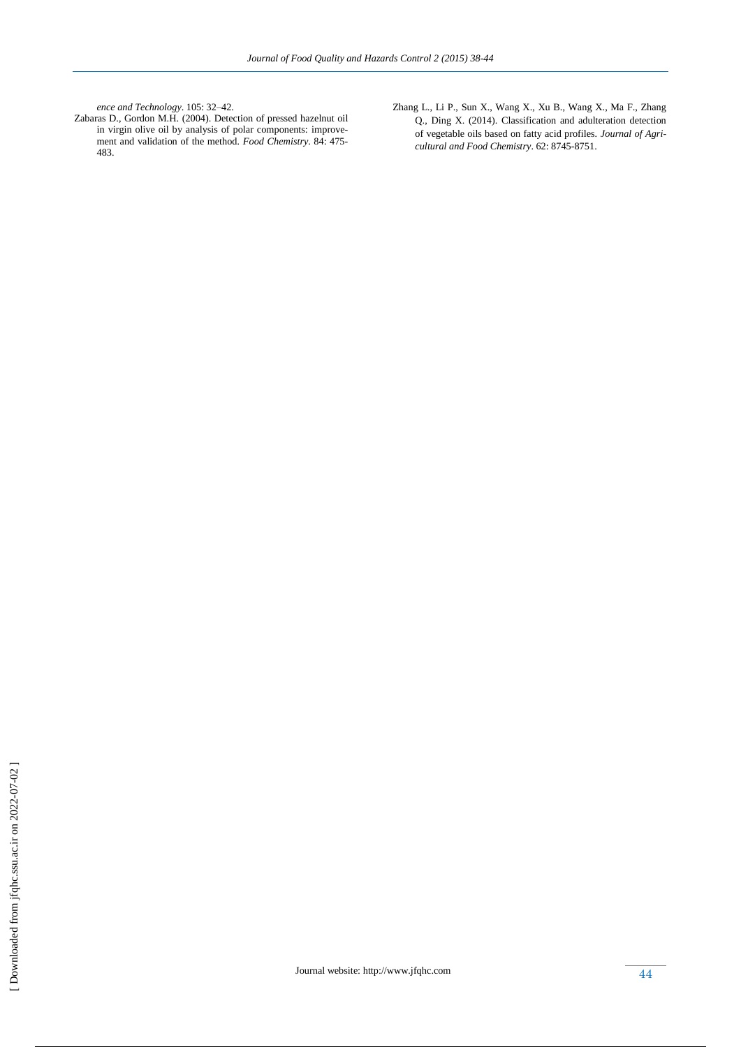*ence and Technology*. 105: 32–42.

Zabaras D., Gordon M.H. (2004). Detection of pressed hazelnut oil in virgin olive oil by analysis of polar components: improvement and validation of the method. *Food Chemistry*. 84: 475-483.

Zhang L., Li P., Sun X., Wang X., Xu B., Wang X., Ma F., Zhang Q., Ding X. (2014). Classification and adulteration detection of vegetable oils based on fatty acid profiles. *Journal of Agricultural and Food Chemistry*. 62: 8745-8751.